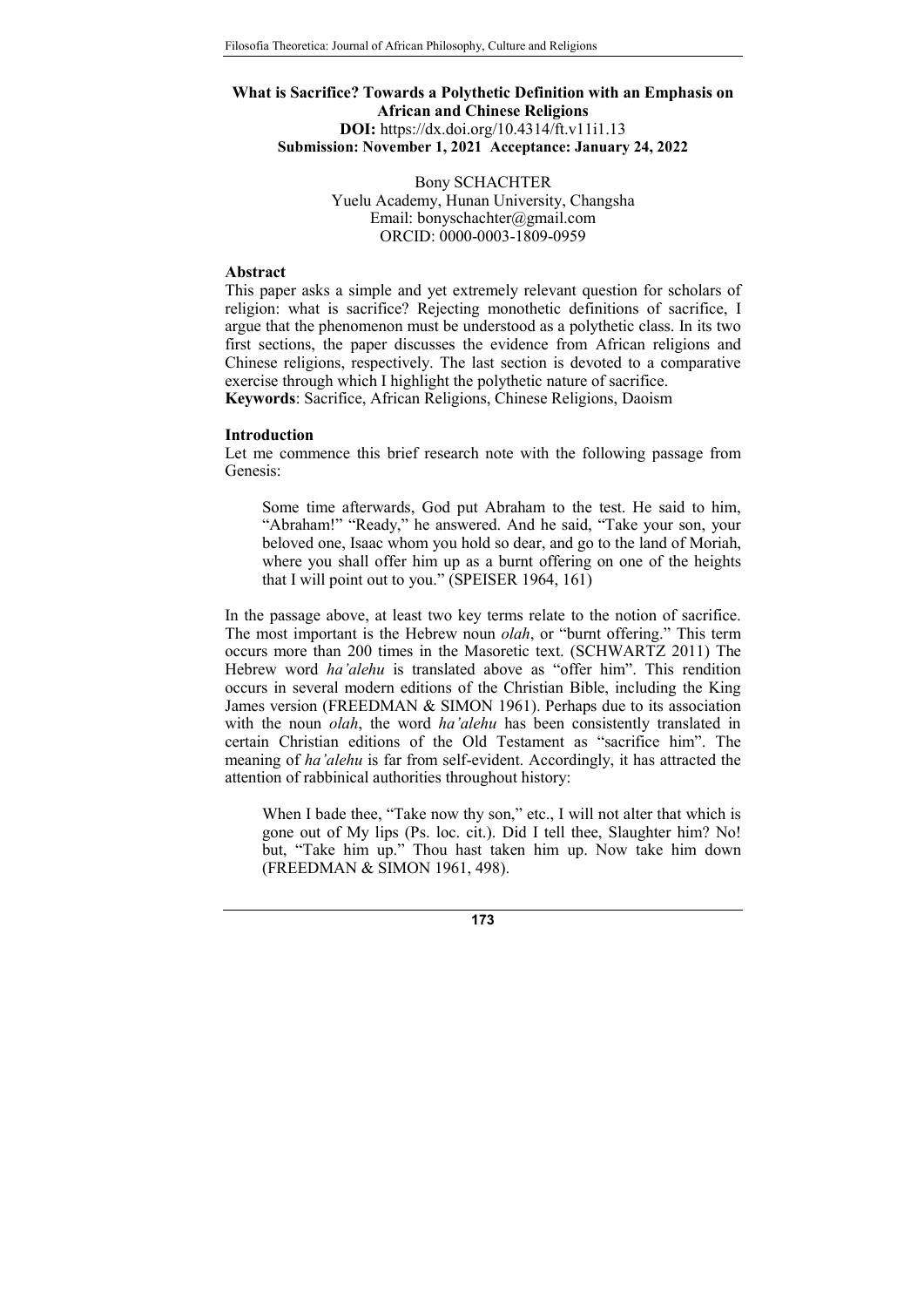# What is Sacrifice? Towards a Polythetic Definition with an Emphasis on African and Chinese Religions

**DOI:** https://dx.doi.org/10.4314/ft.v11i1.13
**Submission: November 1, 2021 Acceptance: January 24, 2022**

Bony SCHACHTER
Yuelu Academy, Hunan University, Changsha
Email: bonyschachter@gmail.com
ORCID: 0000-0003-1809-0959

## Abstract

This paper asks a simple and yet extremely relevant question for scholars of religion: what is sacrifice? Rejecting monothetic definitions of sacrifice, I argue that the phenomenon must be understood as a polythetic class. In its two first sections, the paper discusses the evidence from African religions and Chinese religions, respectively. The last section is devoted to a comparative exercise through which I highlight the polythetic nature of sacrifice.

**Keywords**: Sacrifice, African Religions, Chinese Religions, Daoism

## Introduction

Let me commence this brief research note with the following passage from Genesis:

> Some time afterwards, God put Abraham to the test. He said to him, "Abraham!" "Ready," he answered. And he said, "Take your son, your beloved one, Isaac whom you hold so dear, and go to the land of Moriah, where you shall offer him up as a burnt offering on one of the heights that I will point out to you." (SPEISER 1964, 161)

In the passage above, at least two key terms relate to the notion of sacrifice. The most important is the Hebrew noun *olah*, or "burnt offering." This term occurs more than 200 times in the Masoretic text. (SCHWARTZ 2011) The Hebrew word *ha'alehu* is translated above as "offer him". This rendition occurs in several modern editions of the Christian Bible, including the King James version (FREEDMAN & SIMON 1961). Perhaps due to its association with the noun *olah*, the word *ha'alehu* has been consistently translated in certain Christian editions of the Old Testament as "sacrifice him". The meaning of *ha'alehu* is far from self-evident. Accordingly, it has attracted the attention of rabbinical authorities throughout history:

> When I bade thee, "Take now thy son," etc., I will not alter that which is gone out of My lips (Ps. loc. cit.). Did I tell thee, Slaughter him? No! but, "Take him up." Thou hast taken him up. Now take him down (FREEDMAN & SIMON 1961, 498).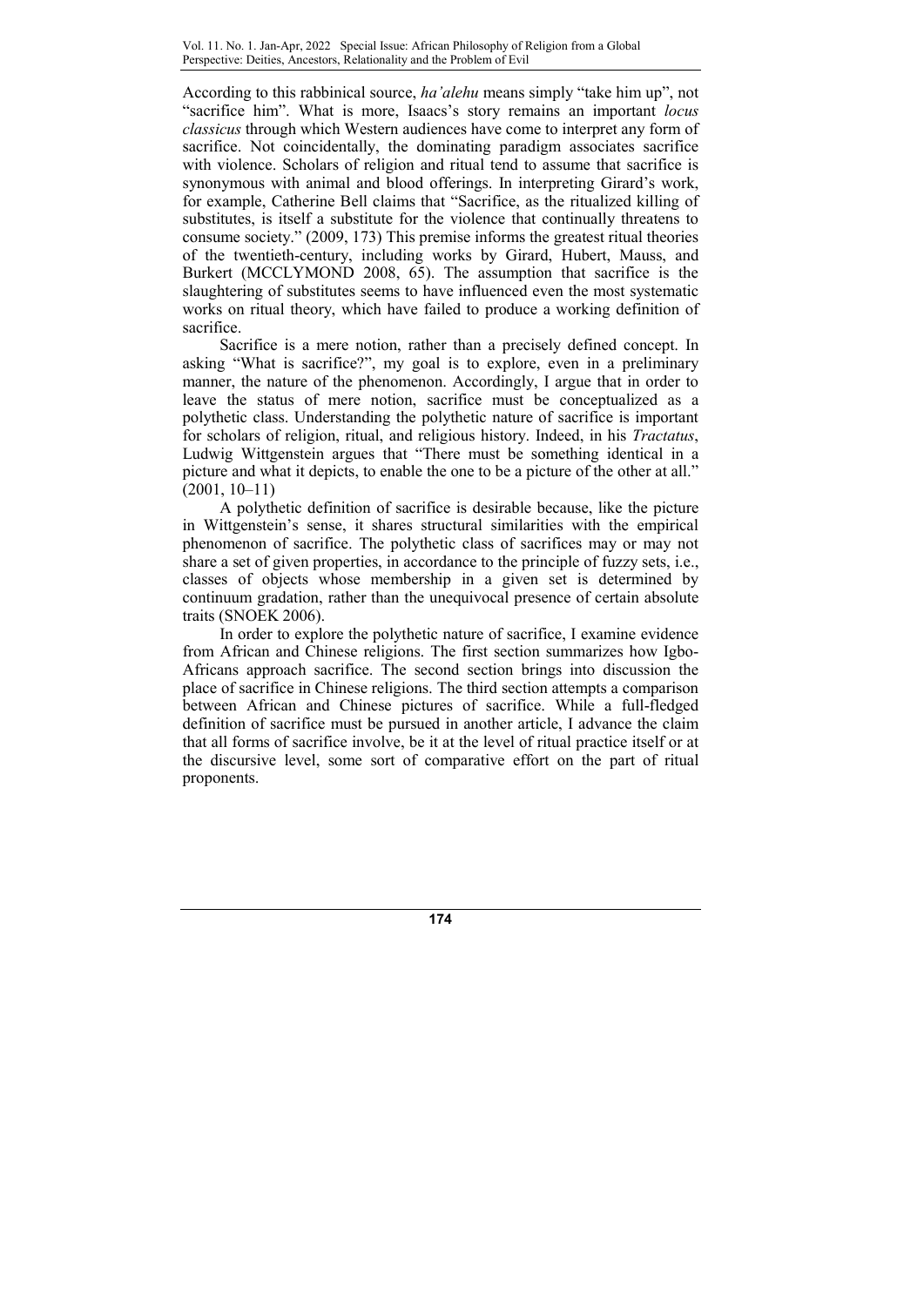According to this rabbinical source, *ha'alehu* means simply "take him up", not "sacrifice him". What is more, Isaacs's story remains an important *locus classicus* through which Western audiences have come to interpret any form of sacrifice. Not coincidentally, the dominating paradigm associates sacrifice with violence. Scholars of religion and ritual tend to assume that sacrifice is synonymous with animal and blood offerings. In interpreting Girard's work, for example, Catherine Bell claims that "Sacrifice, as the ritualized killing of substitutes, is itself a substitute for the violence that continually threatens to consume society." (2009, 173) This premise informs the greatest ritual theories of the twentieth-century, including works by Girard, Hubert, Mauss, and Burkert (MCCLYMOND 2008, 65). The assumption that sacrifice is the slaughtering of substitutes seems to have influenced even the most systematic works on ritual theory, which have failed to produce a working definition of sacrifice.

Sacrifice is a mere notion, rather than a precisely defined concept. In asking "What is sacrifice?", my goal is to explore, even in a preliminary manner, the nature of the phenomenon. Accordingly, I argue that in order to leave the status of mere notion, sacrifice must be conceptualized as a polythetic class. Understanding the polythetic nature of sacrifice is important for scholars of religion, ritual, and religious history. Indeed, in his *Tractatus*, Ludwig Wittgenstein argues that "There must be something identical in a picture and what it depicts, to enable the one to be a picture of the other at all." (2001, 10–11)

A polythetic definition of sacrifice is desirable because, like the picture in Wittgenstein's sense, it shares structural similarities with the empirical phenomenon of sacrifice. The polythetic class of sacrifices may or may not share a set of given properties, in accordance to the principle of fuzzy sets, i.e., classes of objects whose membership in a given set is determined by continuum gradation, rather than the unequivocal presence of certain absolute traits (SNOEK 2006).

In order to explore the polythetic nature of sacrifice, I examine evidence from African and Chinese religions. The first section summarizes how Igbo-Africans approach sacrifice. The second section brings into discussion the place of sacrifice in Chinese religions. The third section attempts a comparison between African and Chinese pictures of sacrifice. While a full-fledged definition of sacrifice must be pursued in another article, I advance the claim that all forms of sacrifice involve, be it at the level of ritual practice itself or at the discursive level, some sort of comparative effort on the part of ritual proponents.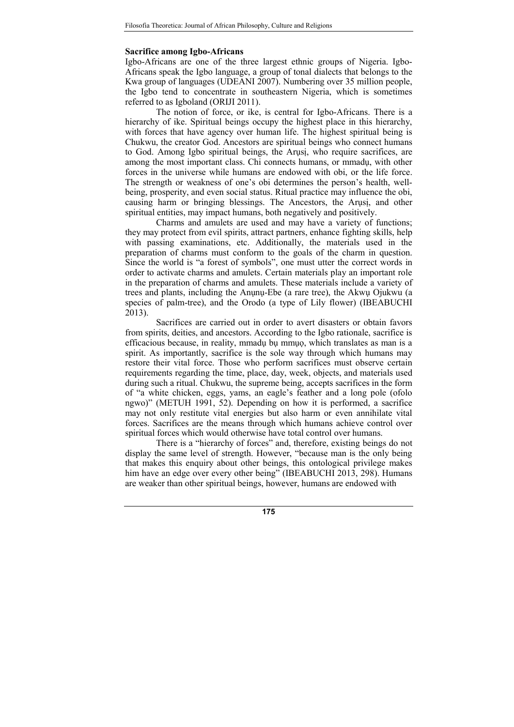### Sacrifice among Igbo-Africans

Igbo-Africans are one of the three largest ethnic groups of Nigeria. Igbo-Africans speak the Igbo language, a group of tonal dialects that belongs to the Kwa group of languages (UDEANI 2007). Numbering over 35 million people, the Igbo tend to concentrate in southeastern Nigeria, which is sometimes referred to as Igboland (ORIJI 2011).

The notion of force, or ike, is central for Igbo-Africans. There is a hierarchy of ike. Spiritual beings occupy the highest place in this hierarchy, with forces that have agency over human life. The highest spiritual being is Chukwu, the creator God. Ancestors are spiritual beings who connect humans to God. Among Igbo spiritual beings, the Arụsị, who require sacrifices, are among the most important class. Chi connects humans, or mmadụ, with other forces in the universe while humans are endowed with obi, or the life force. The strength or weakness of one's obi determines the person's health, well-being, prosperity, and even social status. Ritual practice may influence the obi, causing harm or bringing blessings. The Ancestors, the Arụsị, and other spiritual entities, may impact humans, both negatively and positively.

Charms and amulets are used and may have a variety of functions; they may protect from evil spirits, attract partners, enhance fighting skills, help with passing examinations, etc. Additionally, the materials used in the preparation of charms must conform to the goals of the charm in question. Since the world is "a forest of symbols", one must utter the correct words in order to activate charms and amulets. Certain materials play an important role in the preparation of charms and amulets. These materials include a variety of trees and plants, including the Anụnụ-Ebe (a rare tree), the Akwụ Ojukwu (a species of palm-tree), and the Orodo (a type of Lily flower) (IBEABUCHI 2013).

Sacrifices are carried out in order to avert disasters or obtain favors from spirits, deities, and ancestors. According to the Igbo rationale, sacrifice is efficacious because, in reality, mmadụ bụ mmụọ, which translates as man is a spirit. As importantly, sacrifice is the sole way through which humans may restore their vital force. Those who perform sacrifices must observe certain requirements regarding the time, place, day, week, objects, and materials used during such a ritual. Chukwu, the supreme being, accepts sacrifices in the form of "a white chicken, eggs, yams, an eagle's feather and a long pole (ofolo ngwo)" (METUH 1991, 52). Depending on how it is performed, a sacrifice may not only restitute vital energies but also harm or even annihilate vital forces. Sacrifices are the means through which humans achieve control over spiritual forces which would otherwise have total control over humans.

There is a "hierarchy of forces" and, therefore, existing beings do not display the same level of strength. However, "because man is the only being that makes this enquiry about other beings, this ontological privilege makes him have an edge over every other being" (IBEABUCHI 2013, 298). Humans are weaker than other spiritual beings, however, humans are endowed with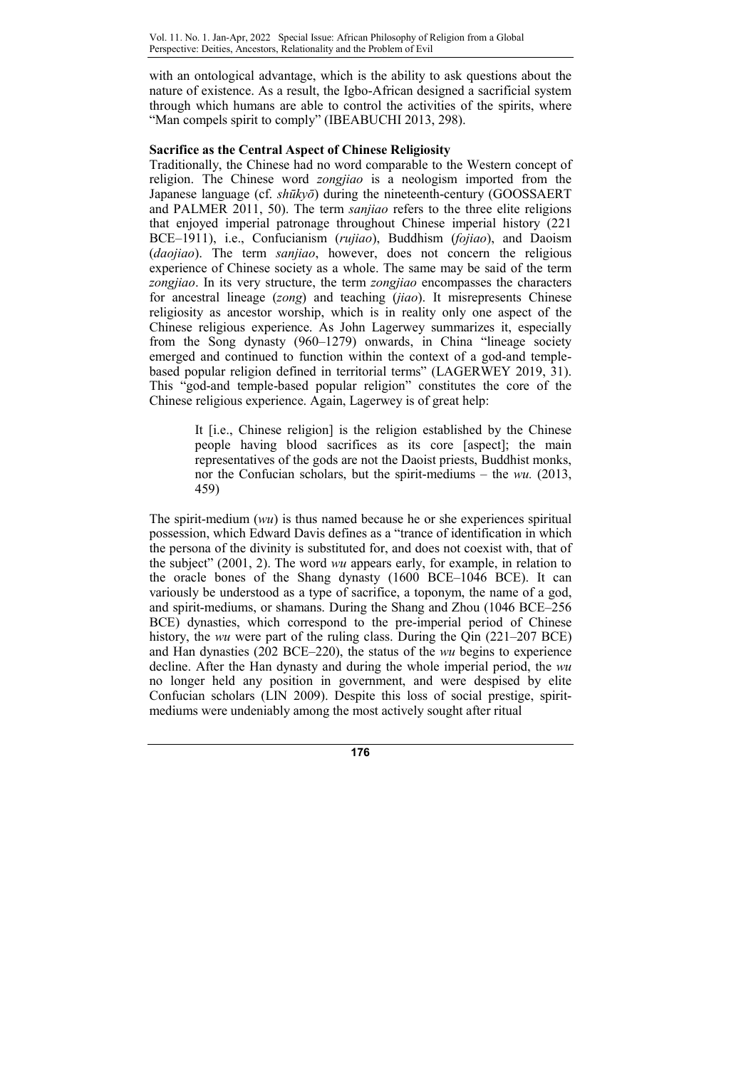with an ontological advantage, which is the ability to ask questions about the nature of existence. As a result, the Igbo-African designed a sacrificial system through which humans are able to control the activities of the spirits, where "Man compels spirit to comply" (IBEABUCHI 2013, 298).

**Sacrifice as the Central Aspect of Chinese Religiosity**

Traditionally, the Chinese had no word comparable to the Western concept of religion. The Chinese word *zongjiao* is a neologism imported from the Japanese language (cf. *shūkyō*) during the nineteenth-century (GOOSSAERT and PALMER 2011, 50). The term *sanjiao* refers to the three elite religions that enjoyed imperial patronage throughout Chinese imperial history (221 BCE–1911), i.e., Confucianism (*rujiao*), Buddhism (*fojiao*), and Daoism (*daojiao*). The term *sanjiao*, however, does not concern the religious experience of Chinese society as a whole. The same may be said of the term *zongjiao*. In its very structure, the term *zongjiao* encompasses the characters for ancestral lineage (*zong*) and teaching (*jiao*). It misrepresents Chinese religiosity as ancestor worship, which is in reality only one aspect of the Chinese religious experience. As John Lagerwey summarizes it, especially from the Song dynasty (960–1279) onwards, in China "lineage society emerged and continued to function within the context of a god-and temple-based popular religion defined in territorial terms" (LAGERWEY 2019, 31). This "god-and temple-based popular religion" constitutes the core of the Chinese religious experience. Again, Lagerwey is of great help:

> It [i.e., Chinese religion] is the religion established by the Chinese people having blood sacrifices as its core [aspect]; the main representatives of the gods are not the Daoist priests, Buddhist monks, nor the Confucian scholars, but the spirit-mediums – the *wu.* (2013, 459)

The spirit-medium (*wu*) is thus named because he or she experiences spiritual possession, which Edward Davis defines as a "trance of identification in which the persona of the divinity is substituted for, and does not coexist with, that of the subject" (2001, 2). The word *wu* appears early, for example, in relation to the oracle bones of the Shang dynasty (1600 BCE–1046 BCE). It can variously be understood as a type of sacrifice, a toponym, the name of a god, and spirit-mediums, or shamans. During the Shang and Zhou (1046 BCE–256 BCE) dynasties, which correspond to the pre-imperial period of Chinese history, the *wu* were part of the ruling class. During the Qin (221–207 BCE) and Han dynasties (202 BCE–220), the status of the *wu* begins to experience decline. After the Han dynasty and during the whole imperial period, the *wu* no longer held any position in government, and were despised by elite Confucian scholars (LIN 2009). Despite this loss of social prestige, spirit-mediums were undeniably among the most actively sought after ritual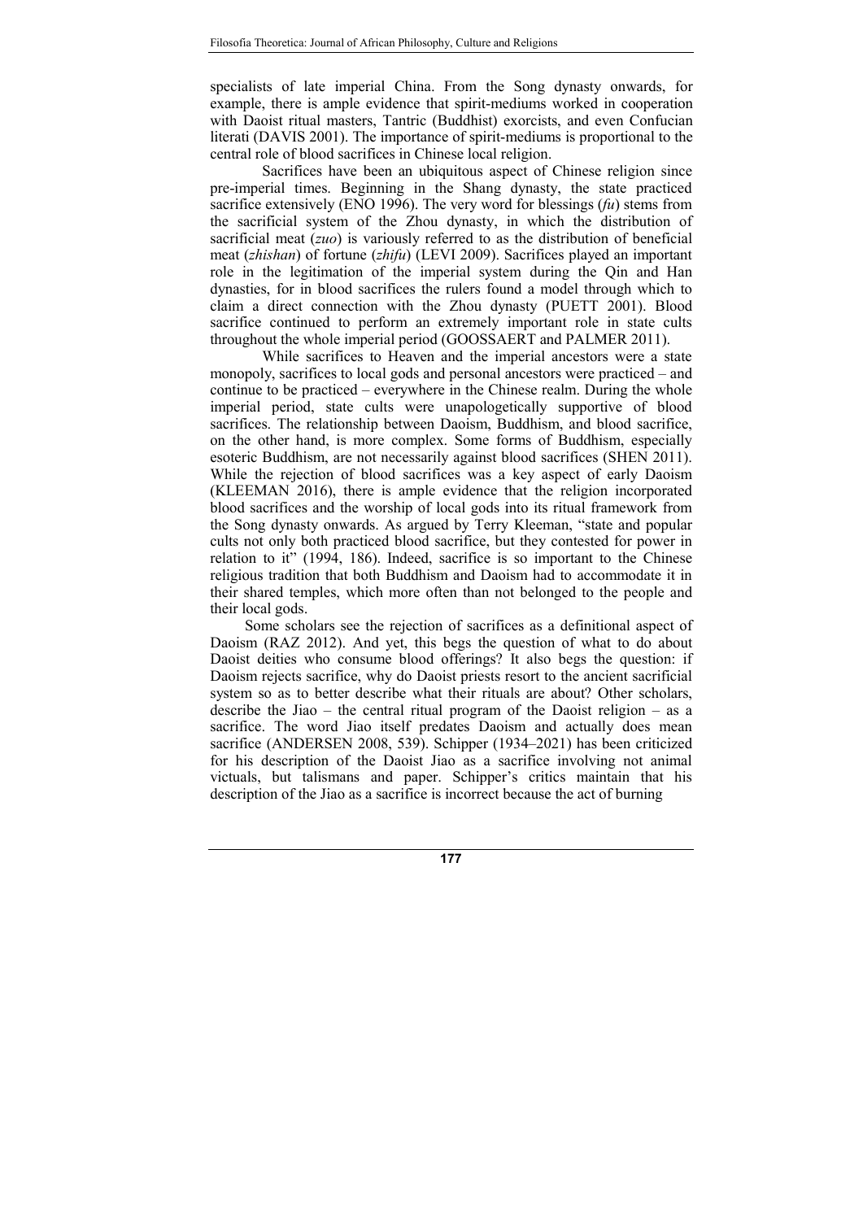specialists of late imperial China. From the Song dynasty onwards, for example, there is ample evidence that spirit-mediums worked in cooperation with Daoist ritual masters, Tantric (Buddhist) exorcists, and even Confucian literati (DAVIS 2001). The importance of spirit-mediums is proportional to the central role of blood sacrifices in Chinese local religion.

Sacrifices have been an ubiquitous aspect of Chinese religion since pre-imperial times. Beginning in the Shang dynasty, the state practiced sacrifice extensively (ENO 1996). The very word for blessings (*fu*) stems from the sacrificial system of the Zhou dynasty, in which the distribution of sacrificial meat (*zuo*) is variously referred to as the distribution of beneficial meat (*zhishan*) of fortune (*zhifu*) (LEVI 2009). Sacrifices played an important role in the legitimation of the imperial system during the Qin and Han dynasties, for in blood sacrifices the rulers found a model through which to claim a direct connection with the Zhou dynasty (PUETT 2001). Blood sacrifice continued to perform an extremely important role in state cults throughout the whole imperial period (GOOSSAERT and PALMER 2011).

While sacrifices to Heaven and the imperial ancestors were a state monopoly, sacrifices to local gods and personal ancestors were practiced – and continue to be practiced – everywhere in the Chinese realm. During the whole imperial period, state cults were unapologetically supportive of blood sacrifices. The relationship between Daoism, Buddhism, and blood sacrifice, on the other hand, is more complex. Some forms of Buddhism, especially esoteric Buddhism, are not necessarily against blood sacrifices (SHEN 2011). While the rejection of blood sacrifices was a key aspect of early Daoism (KLEEMAN 2016), there is ample evidence that the religion incorporated blood sacrifices and the worship of local gods into its ritual framework from the Song dynasty onwards. As argued by Terry Kleeman, "state and popular cults not only both practiced blood sacrifice, but they contested for power in relation to it" (1994, 186). Indeed, sacrifice is so important to the Chinese religious tradition that both Buddhism and Daoism had to accommodate it in their shared temples, which more often than not belonged to the people and their local gods.

Some scholars see the rejection of sacrifices as a definitional aspect of Daoism (RAZ 2012). And yet, this begs the question of what to do about Daoist deities who consume blood offerings? It also begs the question: if Daoism rejects sacrifice, why do Daoist priests resort to the ancient sacrificial system so as to better describe what their rituals are about? Other scholars, describe the Jiao – the central ritual program of the Daoist religion – as a sacrifice. The word Jiao itself predates Daoism and actually does mean sacrifice (ANDERSEN 2008, 539). Schipper (1934–2021) has been criticized for his description of the Daoist Jiao as a sacrifice involving not animal victuals, but talismans and paper. Schipper's critics maintain that his description of the Jiao as a sacrifice is incorrect because the act of burning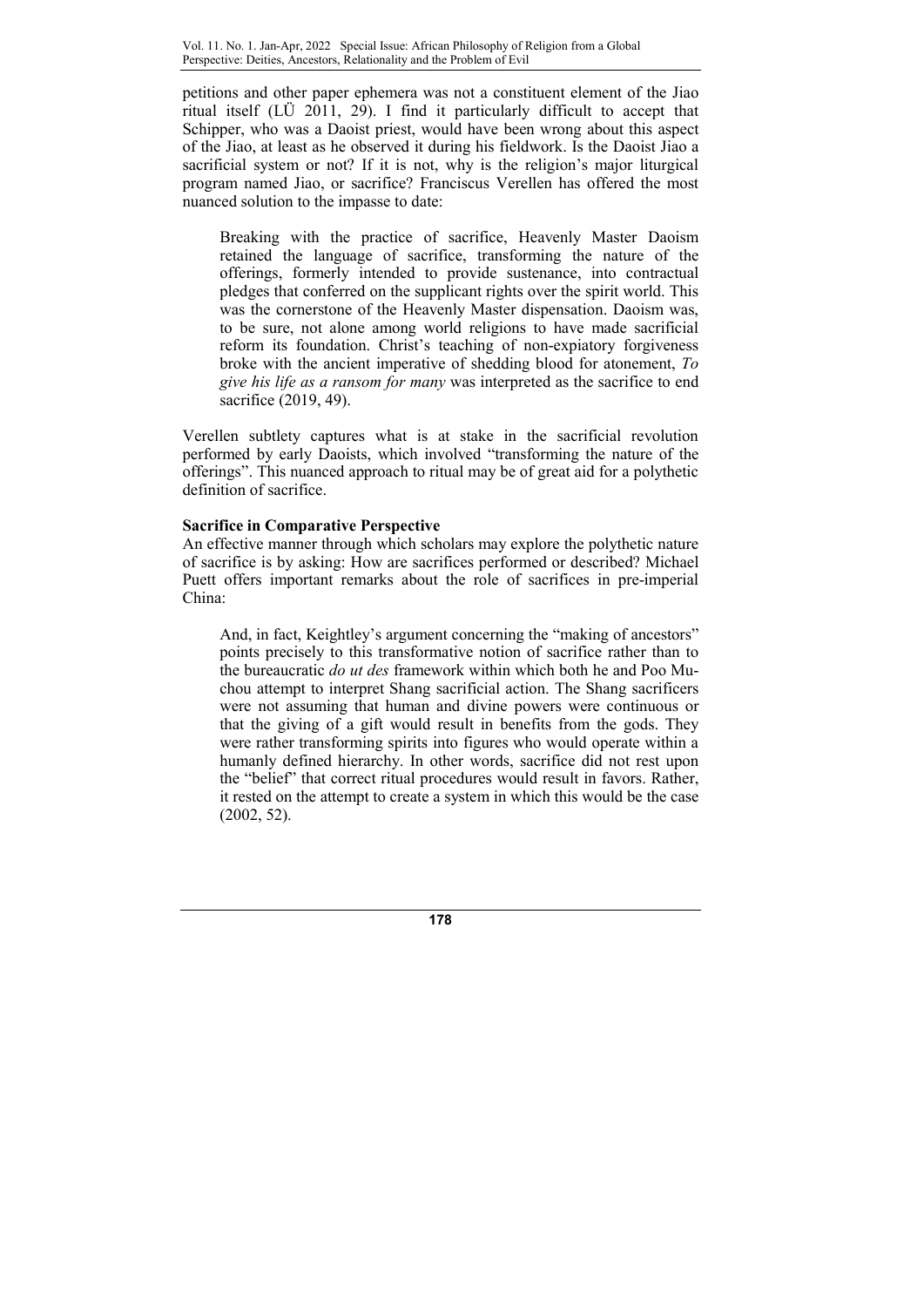petitions and other paper ephemera was not a constituent element of the Jiao ritual itself (LÜ 2011, 29). I find it particularly difficult to accept that Schipper, who was a Daoist priest, would have been wrong about this aspect of the Jiao, at least as he observed it during his fieldwork. Is the Daoist Jiao a sacrificial system or not? If it is not, why is the religion's major liturgical program named Jiao, or sacrifice? Franciscus Verellen has offered the most nuanced solution to the impasse to date:

> Breaking with the practice of sacrifice, Heavenly Master Daoism retained the language of sacrifice, transforming the nature of the offerings, formerly intended to provide sustenance, into contractual pledges that conferred on the supplicant rights over the spirit world. This was the cornerstone of the Heavenly Master dispensation. Daoism was, to be sure, not alone among world religions to have made sacrificial reform its foundation. Christ's teaching of non-expiatory forgiveness broke with the ancient imperative of shedding blood for atonement, *To give his life as a ransom for many* was interpreted as the sacrifice to end sacrifice (2019, 49).

Verellen subtlety captures what is at stake in the sacrificial revolution performed by early Daoists, which involved "transforming the nature of the offerings". This nuanced approach to ritual may be of great aid for a polythetic definition of sacrifice.

**Sacrifice in Comparative Perspective**

An effective manner through which scholars may explore the polythetic nature of sacrifice is by asking: How are sacrifices performed or described? Michael Puett offers important remarks about the role of sacrifices in pre-imperial China:

> And, in fact, Keightley's argument concerning the "making of ancestors" points precisely to this transformative notion of sacrifice rather than to the bureaucratic *do ut des* framework within which both he and Poo Mu-chou attempt to interpret Shang sacrificial action. The Shang sacrificers were not assuming that human and divine powers were continuous or that the giving of a gift would result in benefits from the gods. They were rather transforming spirits into figures who would operate within a humanly defined hierarchy. In other words, sacrifice did not rest upon the "belief" that correct ritual procedures would result in favors. Rather, it rested on the attempt to create a system in which this would be the case (2002, 52).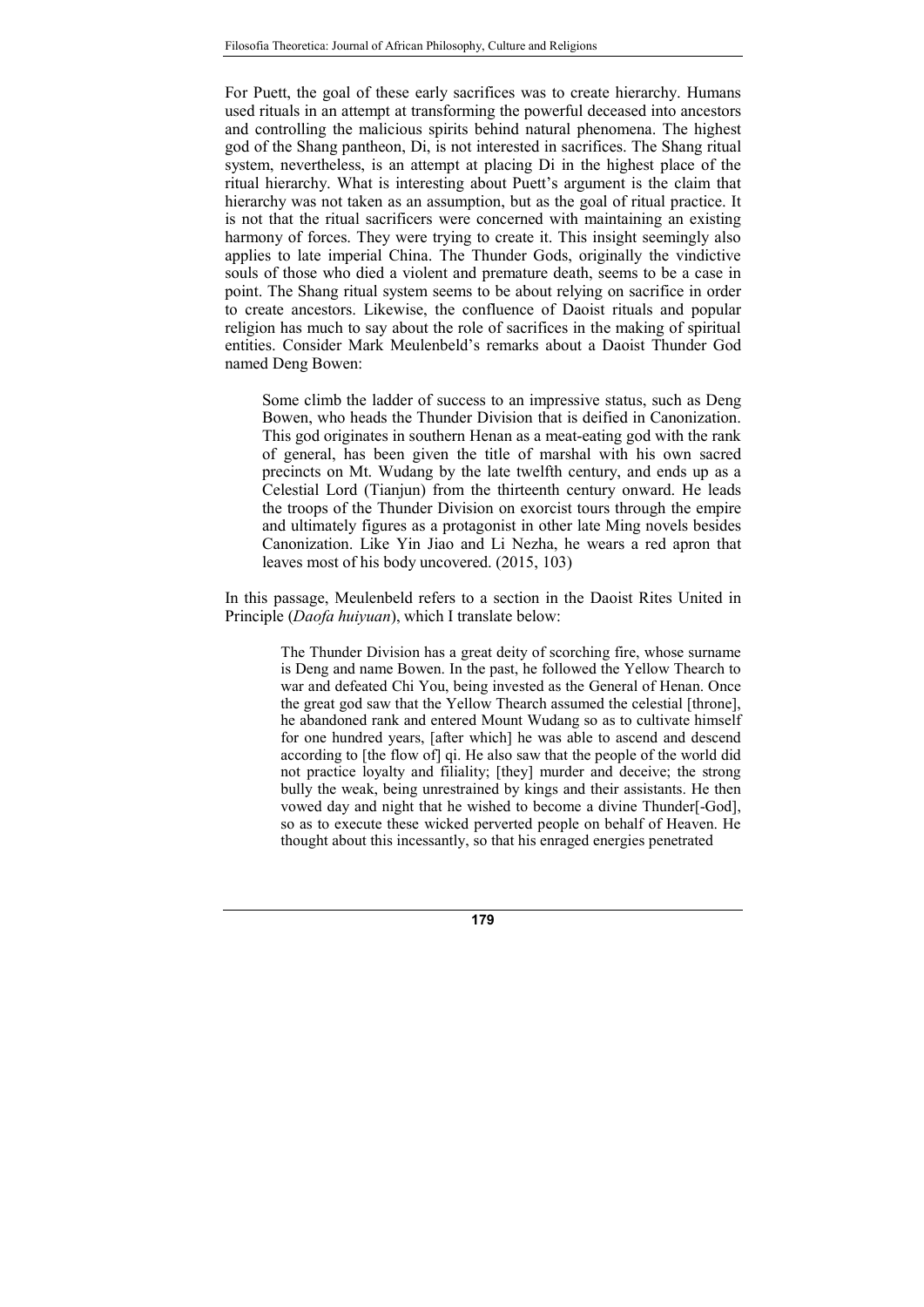For Puett, the goal of these early sacrifices was to create hierarchy. Humans used rituals in an attempt at transforming the powerful deceased into ancestors and controlling the malicious spirits behind natural phenomena. The highest god of the Shang pantheon, Di, is not interested in sacrifices. The Shang ritual system, nevertheless, is an attempt at placing Di in the highest place of the ritual hierarchy. What is interesting about Puett's argument is the claim that hierarchy was not taken as an assumption, but as the goal of ritual practice. It is not that the ritual sacrificers were concerned with maintaining an existing harmony of forces. They were trying to create it. This insight seemingly also applies to late imperial China. The Thunder Gods, originally the vindictive souls of those who died a violent and premature death, seems to be a case in point. The Shang ritual system seems to be about relying on sacrifice in order to create ancestors. Likewise, the confluence of Daoist rituals and popular religion has much to say about the role of sacrifices in the making of spiritual entities. Consider Mark Meulenbeld's remarks about a Daoist Thunder God named Deng Bowen:

> Some climb the ladder of success to an impressive status, such as Deng Bowen, who heads the Thunder Division that is deified in Canonization. This god originates in southern Henan as a meat-eating god with the rank of general, has been given the title of marshal with his own sacred precincts on Mt. Wudang by the late twelfth century, and ends up as a Celestial Lord (Tianjun) from the thirteenth century onward. He leads the troops of the Thunder Division on exorcist tours through the empire and ultimately figures as a protagonist in other late Ming novels besides Canonization. Like Yin Jiao and Li Nezha, he wears a red apron that leaves most of his body uncovered. (2015, 103)

In this passage, Meulenbeld refers to a section in the Daoist Rites United in Principle (*Daofa huiyuan*), which I translate below:

> The Thunder Division has a great deity of scorching fire, whose surname is Deng and name Bowen. In the past, he followed the Yellow Thearch to war and defeated Chi You, being invested as the General of Henan. Once the great god saw that the Yellow Thearch assumed the celestial [throne], he abandoned rank and entered Mount Wudang so as to cultivate himself for one hundred years, [after which] he was able to ascend and descend according to [the flow of] qi. He also saw that the people of the world did not practice loyalty and filiality; [they] murder and deceive; the strong bully the weak, being unrestrained by kings and their assistants. He then vowed day and night that he wished to become a divine Thunder[-God], so as to execute these wicked perverted people on behalf of Heaven. He thought about this incessantly, so that his enraged energies penetrated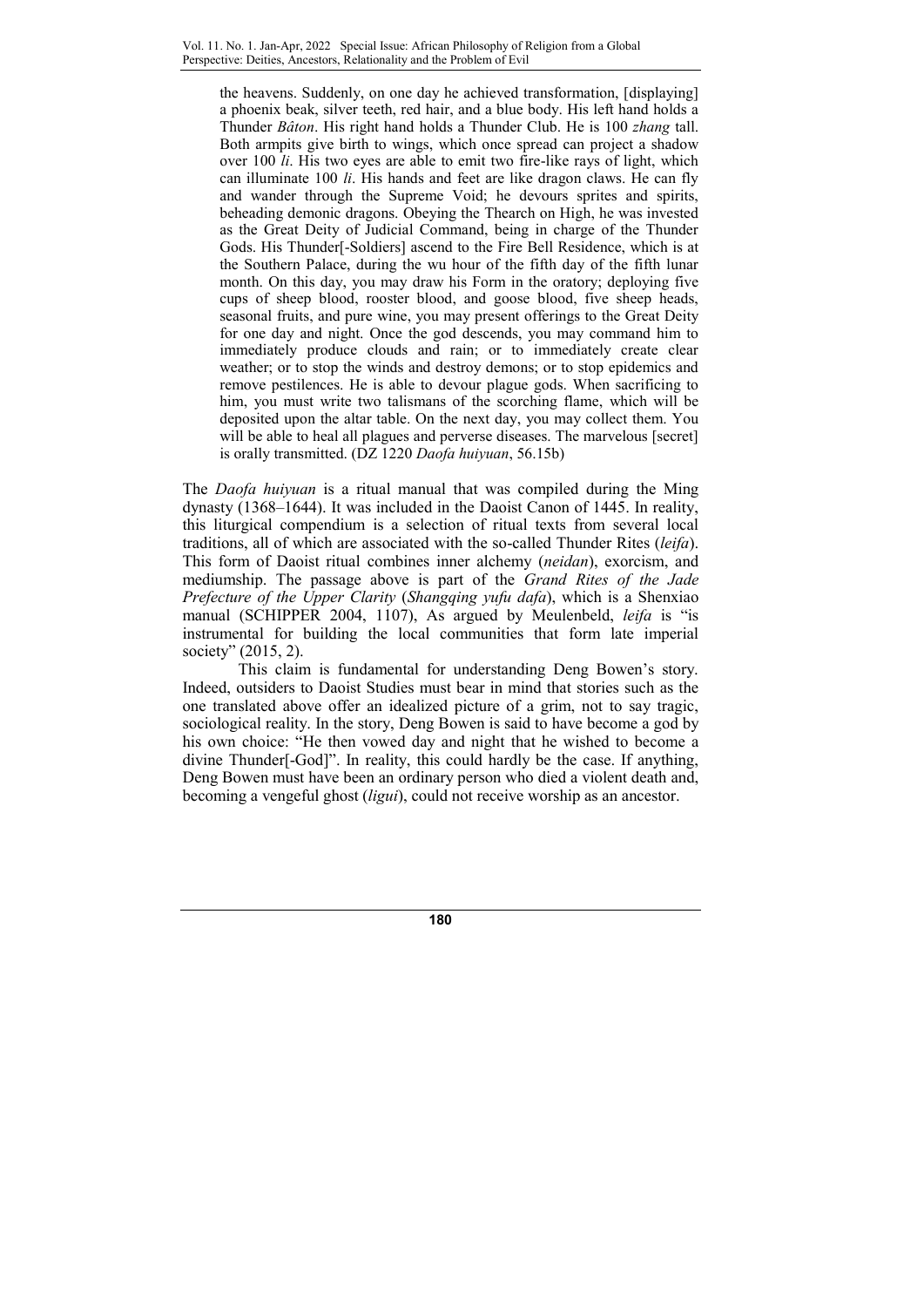> the heavens. Suddenly, on one day he achieved transformation, [displaying] a phoenix beak, silver teeth, red hair, and a blue body. His left hand holds a Thunder *Bâton*. His right hand holds a Thunder Club. He is 100 *zhang* tall. Both armpits give birth to wings, which once spread can project a shadow over 100 *li*. His two eyes are able to emit two fire-like rays of light, which can illuminate 100 *li*. His hands and feet are like dragon claws. He can fly and wander through the Supreme Void; he devours sprites and spirits, beheading demonic dragons. Obeying the Thearch on High, he was invested as the Great Deity of Judicial Command, being in charge of the Thunder Gods. His Thunder[-Soldiers] ascend to the Fire Bell Residence, which is at the Southern Palace, during the wu hour of the fifth day of the fifth lunar month. On this day, you may draw his Form in the oratory; deploying five cups of sheep blood, rooster blood, and goose blood, five sheep heads, seasonal fruits, and pure wine, you may present offerings to the Great Deity for one day and night. Once the god descends, you may command him to immediately produce clouds and rain; or to immediately create clear weather; or to stop the winds and destroy demons; or to stop epidemics and remove pestilences. He is able to devour plague gods. When sacrificing to him, you must write two talismans of the scorching flame, which will be deposited upon the altar table. On the next day, you may collect them. You will be able to heal all plagues and perverse diseases. The marvelous [secret] is orally transmitted. (DZ 1220 *Daofa huiyuan*, 56.15b)

The *Daofa huiyuan* is a ritual manual that was compiled during the Ming dynasty (1368–1644). It was included in the Daoist Canon of 1445. In reality, this liturgical compendium is a selection of ritual texts from several local traditions, all of which are associated with the so-called Thunder Rites (*leifa*). This form of Daoist ritual combines inner alchemy (*neidan*), exorcism, and mediumship. The passage above is part of the *Grand Rites of the Jade Prefecture of the Upper Clarity* (*Shangqing yufu dafa*), which is a Shenxiao manual (SCHIPPER 2004, 1107), As argued by Meulenbeld, *leifa* is "is instrumental for building the local communities that form late imperial society" (2015, 2).

This claim is fundamental for understanding Deng Bowen's story. Indeed, outsiders to Daoist Studies must bear in mind that stories such as the one translated above offer an idealized picture of a grim, not to say tragic, sociological reality. In the story, Deng Bowen is said to have become a god by his own choice: "He then vowed day and night that he wished to become a divine Thunder[-God]". In reality, this could hardly be the case. If anything, Deng Bowen must have been an ordinary person who died a violent death and, becoming a vengeful ghost (*ligui*), could not receive worship as an ancestor.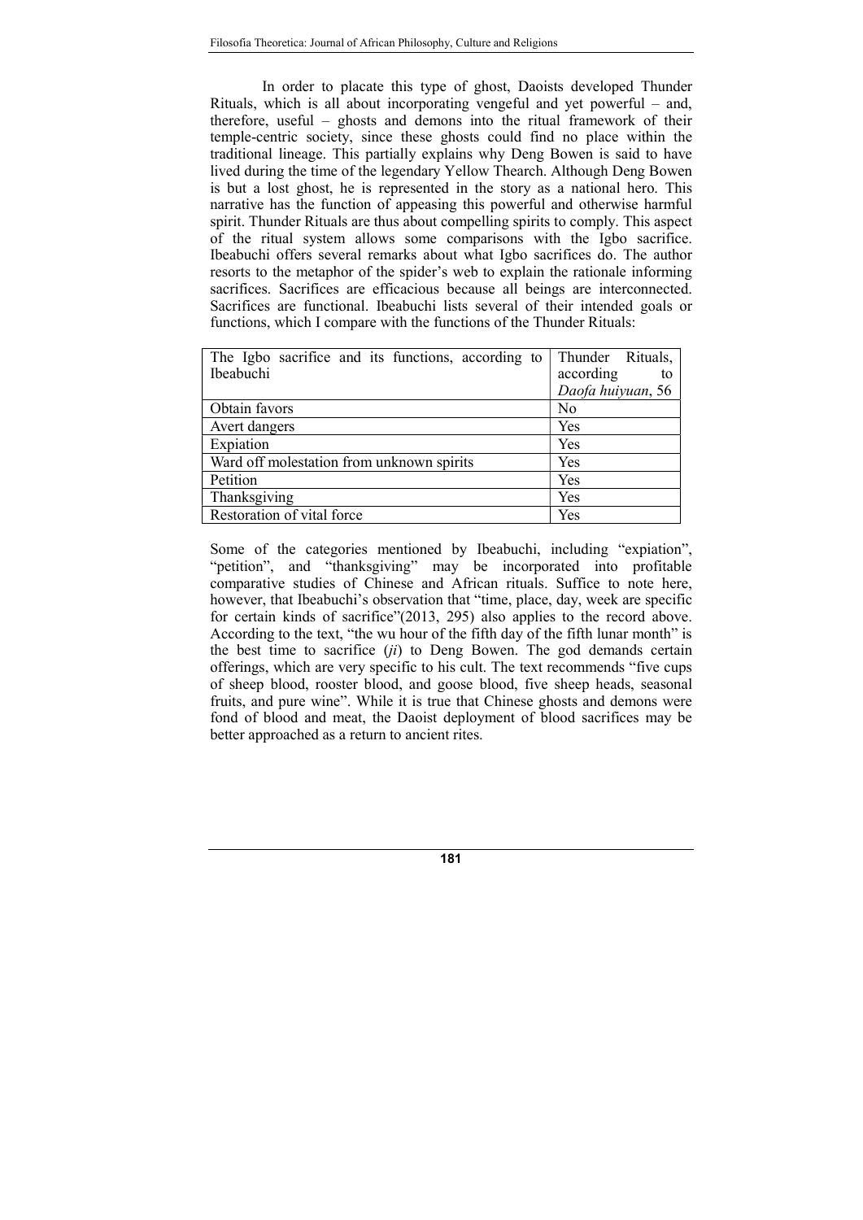In order to placate this type of ghost, Daoists developed Thunder Rituals, which is all about incorporating vengeful and yet powerful – and, therefore, useful – ghosts and demons into the ritual framework of their temple-centric society, since these ghosts could find no place within the traditional lineage. This partially explains why Deng Bowen is said to have lived during the time of the legendary Yellow Thearch. Although Deng Bowen is but a lost ghost, he is represented in the story as a national hero. This narrative has the function of appeasing this powerful and otherwise harmful spirit. Thunder Rituals are thus about compelling spirits to comply. This aspect of the ritual system allows some comparisons with the Igbo sacrifice. Ibeabuchi offers several remarks about what Igbo sacrifices do. The author resorts to the metaphor of the spider's web to explain the rationale informing sacrifices. Sacrifices are efficacious because all beings are interconnected. Sacrifices are functional. Ibeabuchi lists several of their intended goals or functions, which I compare with the functions of the Thunder Rituals:

| The Igbo sacrifice and its functions, according to Ibeabuchi | Thunder Rituals, according to *Daofa huiyuan*, 56 |
|---|---|
| Obtain favors | No |
| Avert dangers | Yes |
| Expiation | Yes |
| Ward off molestation from unknown spirits | Yes |
| Petition | Yes |
| Thanksgiving | Yes |
| Restoration of vital force | Yes |

Some of the categories mentioned by Ibeabuchi, including "expiation", "petition", and "thanksgiving" may be incorporated into profitable comparative studies of Chinese and African rituals. Suffice to note here, however, that Ibeabuchi's observation that "time, place, day, week are specific for certain kinds of sacrifice"(2013, 295) also applies to the record above. According to the text, "the wu hour of the fifth day of the fifth lunar month" is the best time to sacrifice (*ji*) to Deng Bowen. The god demands certain offerings, which are very specific to his cult. The text recommends "five cups of sheep blood, rooster blood, and goose blood, five sheep heads, seasonal fruits, and pure wine". While it is true that Chinese ghosts and demons were fond of blood and meat, the Daoist deployment of blood sacrifices may be better approached as a return to ancient rites.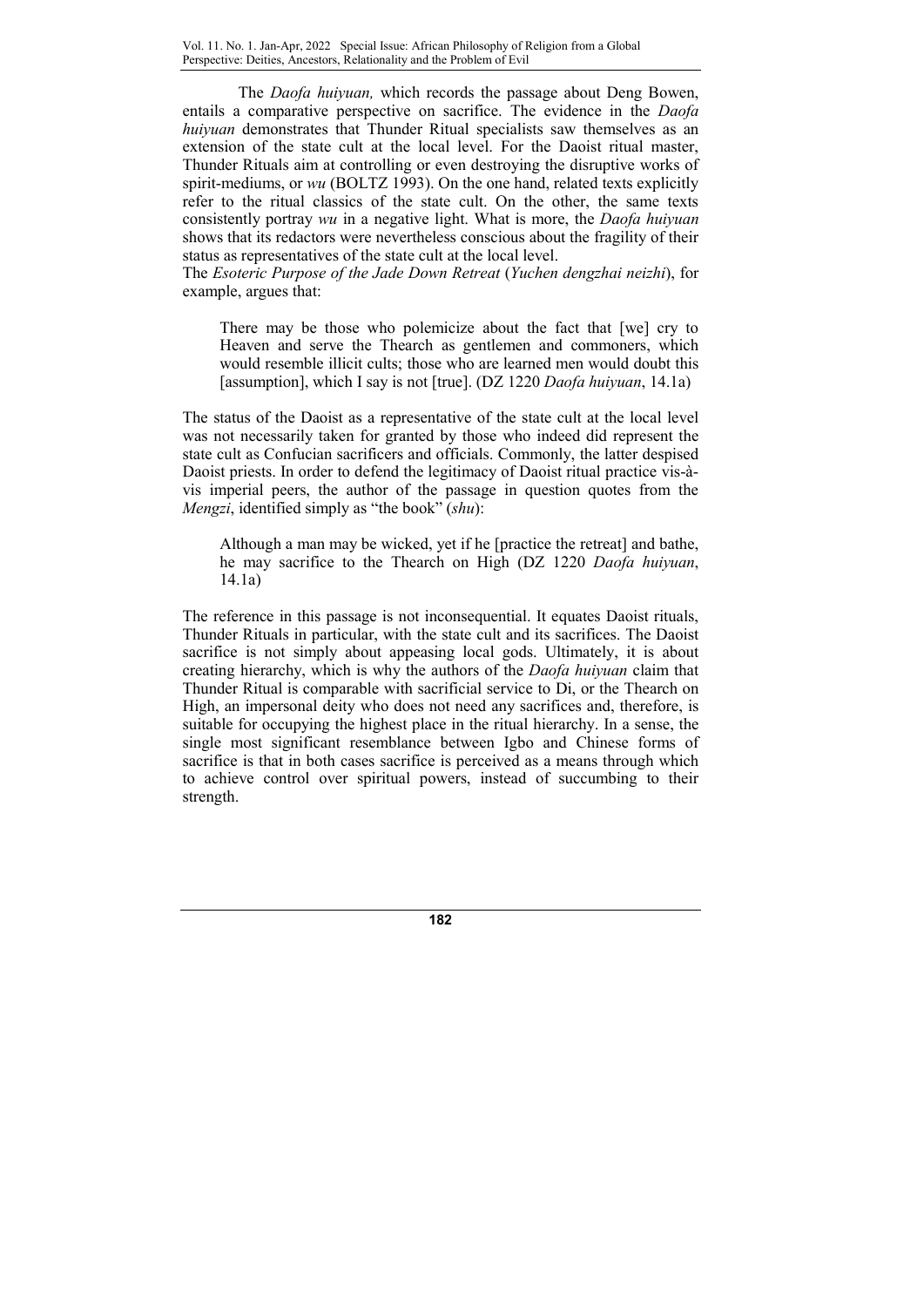The *Daofa huiyuan,* which records the passage about Deng Bowen, entails a comparative perspective on sacrifice. The evidence in the *Daofa huiyuan* demonstrates that Thunder Ritual specialists saw themselves as an extension of the state cult at the local level. For the Daoist ritual master, Thunder Rituals aim at controlling or even destroying the disruptive works of spirit-mediums, or *wu* (BOLTZ 1993). On the one hand, related texts explicitly refer to the ritual classics of the state cult. On the other, the same texts consistently portray *wu* in a negative light. What is more, the *Daofa huiyuan* shows that its redactors were nevertheless conscious about the fragility of their status as representatives of the state cult at the local level.

The *Esoteric Purpose of the Jade Down Retreat* (*Yuchen dengzhai neizhi*), for example, argues that:

> There may be those who polemicize about the fact that [we] cry to Heaven and serve the Thearch as gentlemen and commoners, which would resemble illicit cults; those who are learned men would doubt this [assumption], which I say is not [true]. (DZ 1220 *Daofa huiyuan*, 14.1a)

The status of the Daoist as a representative of the state cult at the local level was not necessarily taken for granted by those who indeed did represent the state cult as Confucian sacrificers and officials. Commonly, the latter despised Daoist priests. In order to defend the legitimacy of Daoist ritual practice vis-à-vis imperial peers, the author of the passage in question quotes from the *Mengzi*, identified simply as "the book" (*shu*):

> Although a man may be wicked, yet if he [practice the retreat] and bathe, he may sacrifice to the Thearch on High (DZ 1220 *Daofa huiyuan*, 14.1a)

The reference in this passage is not inconsequential. It equates Daoist rituals, Thunder Rituals in particular, with the state cult and its sacrifices. The Daoist sacrifice is not simply about appeasing local gods. Ultimately, it is about creating hierarchy, which is why the authors of the *Daofa huiyuan* claim that Thunder Ritual is comparable with sacrificial service to Di, or the Thearch on High, an impersonal deity who does not need any sacrifices and, therefore, is suitable for occupying the highest place in the ritual hierarchy. In a sense, the single most significant resemblance between Igbo and Chinese forms of sacrifice is that in both cases sacrifice is perceived as a means through which to achieve control over spiritual powers, instead of succumbing to their strength.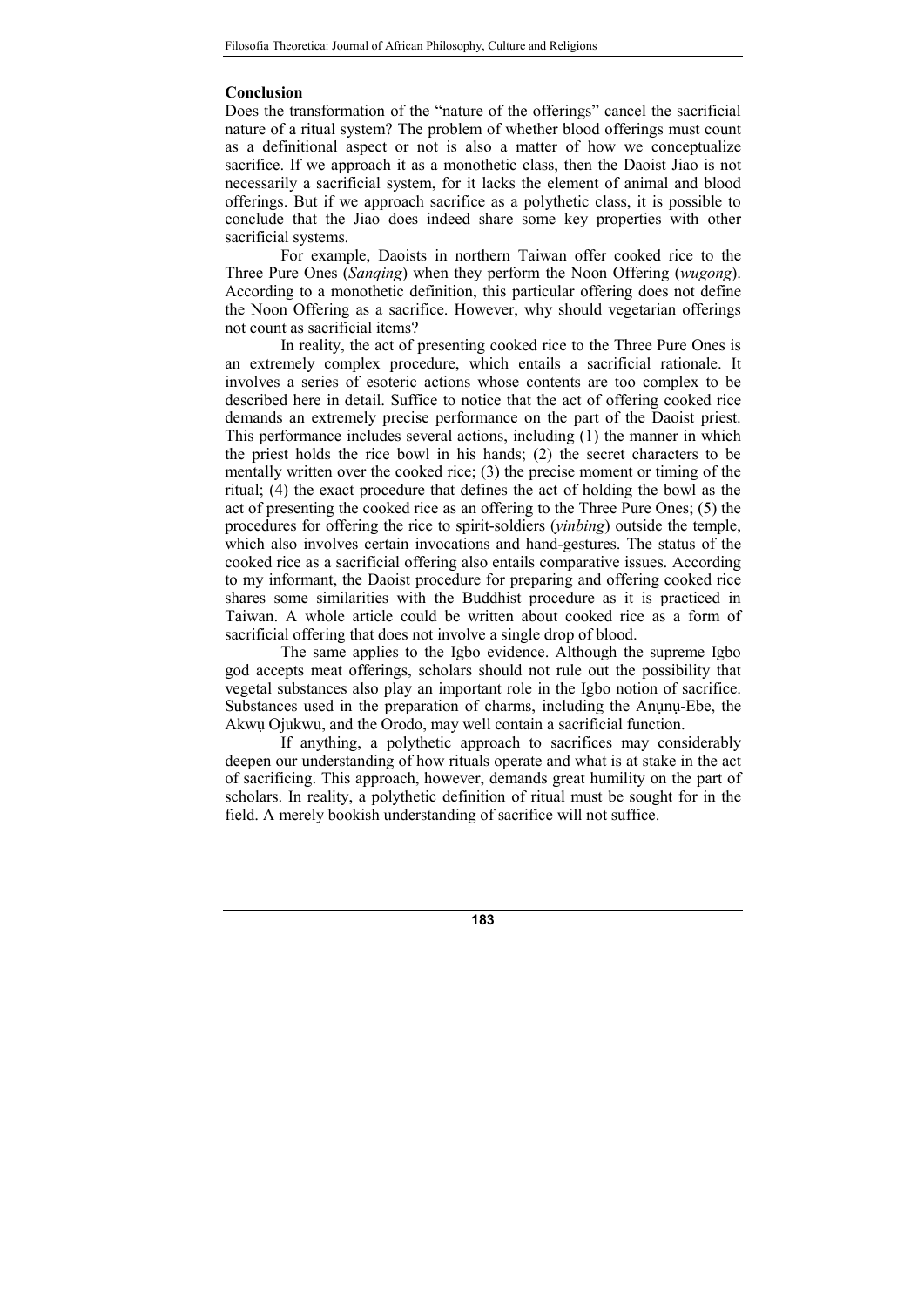**Conclusion**

Does the transformation of the "nature of the offerings" cancel the sacrificial nature of a ritual system? The problem of whether blood offerings must count as a definitional aspect or not is also a matter of how we conceptualize sacrifice. If we approach it as a monothetic class, then the Daoist Jiao is not necessarily a sacrificial system, for it lacks the element of animal and blood offerings. But if we approach sacrifice as a polythetic class, it is possible to conclude that the Jiao does indeed share some key properties with other sacrificial systems.

For example, Daoists in northern Taiwan offer cooked rice to the Three Pure Ones (*Sanqing*) when they perform the Noon Offering (*wugong*). According to a monothetic definition, this particular offering does not define the Noon Offering as a sacrifice. However, why should vegetarian offerings not count as sacrificial items?

In reality, the act of presenting cooked rice to the Three Pure Ones is an extremely complex procedure, which entails a sacrificial rationale. It involves a series of esoteric actions whose contents are too complex to be described here in detail. Suffice to notice that the act of offering cooked rice demands an extremely precise performance on the part of the Daoist priest. This performance includes several actions, including (1) the manner in which the priest holds the rice bowl in his hands; (2) the secret characters to be mentally written over the cooked rice; (3) the precise moment or timing of the ritual; (4) the exact procedure that defines the act of holding the bowl as the act of presenting the cooked rice as an offering to the Three Pure Ones; (5) the procedures for offering the rice to spirit-soldiers (*yinbing*) outside the temple, which also involves certain invocations and hand-gestures. The status of the cooked rice as a sacrificial offering also entails comparative issues. According to my informant, the Daoist procedure for preparing and offering cooked rice shares some similarities with the Buddhist procedure as it is practiced in Taiwan. A whole article could be written about cooked rice as a form of sacrificial offering that does not involve a single drop of blood.

The same applies to the Igbo evidence. Although the supreme Igbo god accepts meat offerings, scholars should not rule out the possibility that vegetal substances also play an important role in the Igbo notion of sacrifice. Substances used in the preparation of charms, including the Anụnụ-Ebe, the Akwụ Ojukwu, and the Orodo, may well contain a sacrificial function.

If anything, a polythetic approach to sacrifices may considerably deepen our understanding of how rituals operate and what is at stake in the act of sacrificing. This approach, however, demands great humility on the part of scholars. In reality, a polythetic definition of ritual must be sought for in the field. A merely bookish understanding of sacrifice will not suffice.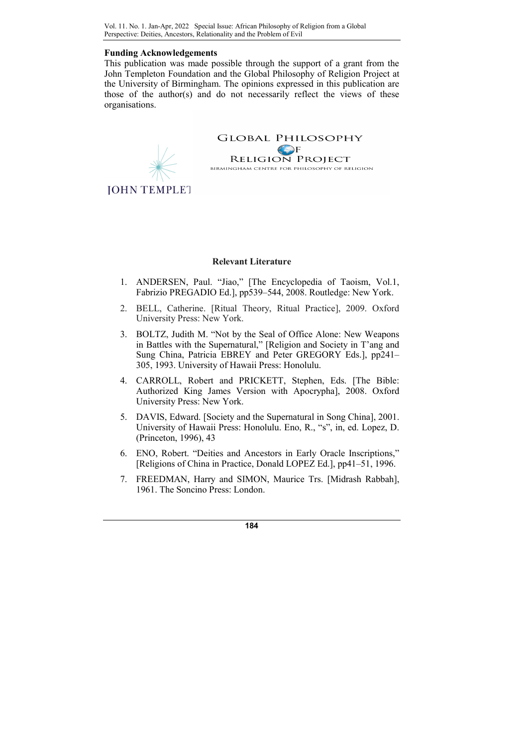### Funding Acknowledgements

This publication was made possible through the support of a grant from the John Templeton Foundation and the Global Philosophy of Religion Project at the University of Birmingham. The opinions expressed in this publication are those of the author(s) and do not necessarily reflect the views of these organisations.

JOHN TEMPLET

GLOBAL PHILOSOPHY OF RELIGION PROJECT
BIRMINGHAM CENTRE FOR PHILOSOPHY OF RELIGION

### Relevant Literature

1. ANDERSEN, Paul. "Jiao," [The Encyclopedia of Taoism, Vol.1, Fabrizio PREGADIO Ed.], pp539–544, 2008. Routledge: New York.
2. BELL, Catherine. [Ritual Theory, Ritual Practice], 2009. Oxford University Press: New York.
3. BOLTZ, Judith M. "Not by the Seal of Office Alone: New Weapons in Battles with the Supernatural," [Religion and Society in T'ang and Sung China, Patricia EBREY and Peter GREGORY Eds.], pp241–305, 1993. University of Hawaii Press: Honolulu.
4. CARROLL, Robert and PRICKETT, Stephen, Eds. [The Bible: Authorized King James Version with Apocrypha], 2008. Oxford University Press: New York.
5. DAVIS, Edward. [Society and the Supernatural in Song China], 2001. University of Hawaii Press: Honolulu. Eno, R., "s", in, ed. Lopez, D. (Princeton, 1996), 43
6. ENO, Robert. "Deities and Ancestors in Early Oracle Inscriptions," [Religions of China in Practice, Donald LOPEZ Ed.], pp41–51, 1996.
7. FREEDMAN, Harry and SIMON, Maurice Trs. [Midrash Rabbah], 1961. The Soncino Press: London.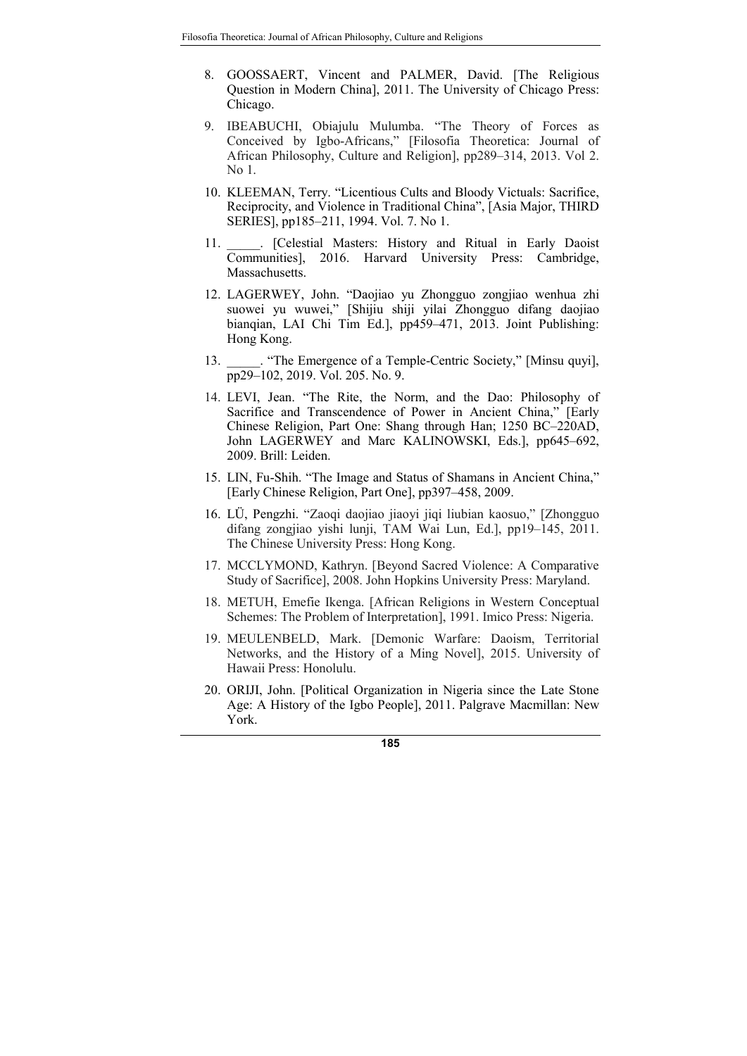8. GOOSSAERT, Vincent and PALMER, David. [The Religious Question in Modern China], 2011. The University of Chicago Press: Chicago.

9. IBEABUCHI, Obiajulu Mulumba. "The Theory of Forces as Conceived by Igbo-Africans," [Filosofia Theoretica: Journal of African Philosophy, Culture and Religion], pp289–314, 2013. Vol 2. No 1.

10. KLEEMAN, Terry. "Licentious Cults and Bloody Victuals: Sacrifice, Reciprocity, and Violence in Traditional China", [Asia Major, THIRD SERIES], pp185–211, 1994. Vol. 7. No 1.

11. _____. [Celestial Masters: History and Ritual in Early Daoist Communities], 2016. Harvard University Press: Cambridge, Massachusetts.

12. LAGERWEY, John. "Daojiao yu Zhongguo zongjiao wenhua zhi suowei yu wuwei," [Shijiu shiji yilai Zhongguo difang daojiao bianqian, LAI Chi Tim Ed.], pp459–471, 2013. Joint Publishing: Hong Kong.

13. _____. "The Emergence of a Temple-Centric Society," [Minsu quyi], pp29–102, 2019. Vol. 205. No. 9.

14. LEVI, Jean. "The Rite, the Norm, and the Dao: Philosophy of Sacrifice and Transcendence of Power in Ancient China," [Early Chinese Religion, Part One: Shang through Han; 1250 BC–220AD, John LAGERWEY and Marc KALINOWSKI, Eds.], pp645–692, 2009. Brill: Leiden.

15. LIN, Fu-Shih. "The Image and Status of Shamans in Ancient China," [Early Chinese Religion, Part One], pp397–458, 2009.

16. LÜ, Pengzhi. "Zaoqi daojiao jiaoyi jiqi liubian kaosuo," [Zhongguo difang zongjiao yishi lunji, TAM Wai Lun, Ed.], pp19–145, 2011. The Chinese University Press: Hong Kong.

17. MCCLYMOND, Kathryn. [Beyond Sacred Violence: A Comparative Study of Sacrifice], 2008. John Hopkins University Press: Maryland.

18. METUH, Emefie Ikenga. [African Religions in Western Conceptual Schemes: The Problem of Interpretation], 1991. Imico Press: Nigeria.

19. MEULENBELD, Mark. [Demonic Warfare: Daoism, Territorial Networks, and the History of a Ming Novel], 2015. University of Hawaii Press: Honolulu.

20. ORIJI, John. [Political Organization in Nigeria since the Late Stone Age: A History of the Igbo People], 2011. Palgrave Macmillan: New York.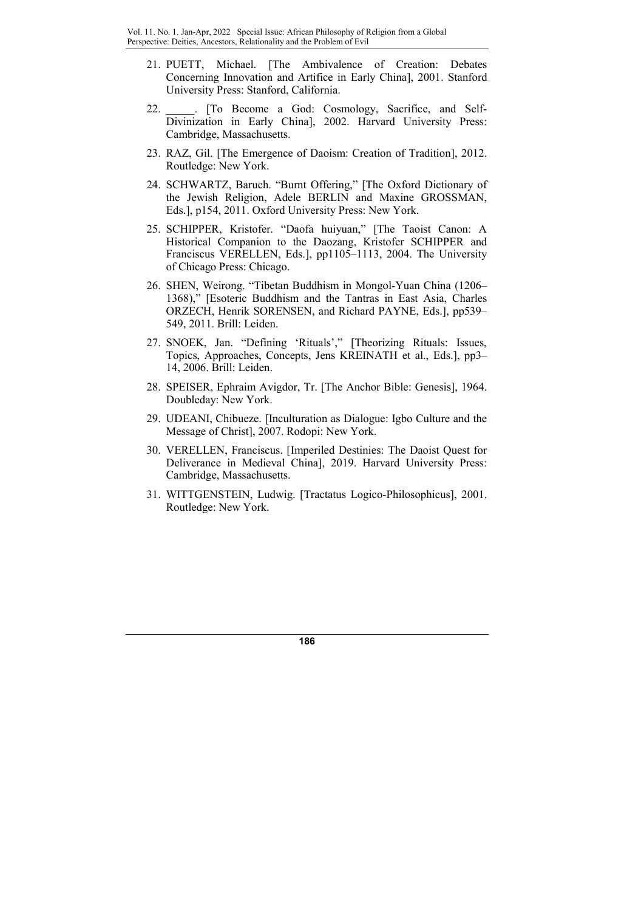21. PUETT, Michael. [The Ambivalence of Creation: Debates Concerning Innovation and Artifice in Early China], 2001. Stanford University Press: Stanford, California.

22. _____. [To Become a God: Cosmology, Sacrifice, and Self-Divinization in Early China], 2002. Harvard University Press: Cambridge, Massachusetts.

23. RAZ, Gil. [The Emergence of Daoism: Creation of Tradition], 2012. Routledge: New York.

24. SCHWARTZ, Baruch. "Burnt Offering," [The Oxford Dictionary of the Jewish Religion, Adele BERLIN and Maxine GROSSMAN, Eds.], p154, 2011. Oxford University Press: New York.

25. SCHIPPER, Kristofer. "Daofa huiyuan," [The Taoist Canon: A Historical Companion to the Daozang, Kristofer SCHIPPER and Franciscus VERELLEN, Eds.], pp1105–1113, 2004. The University of Chicago Press: Chicago.

26. SHEN, Weirong. "Tibetan Buddhism in Mongol-Yuan China (1206–1368)," [Esoteric Buddhism and the Tantras in East Asia, Charles ORZECH, Henrik SORENSEN, and Richard PAYNE, Eds.], pp539–549, 2011. Brill: Leiden.

27. SNOEK, Jan. "Defining 'Rituals'," [Theorizing Rituals: Issues, Topics, Approaches, Concepts, Jens KREINATH et al., Eds.], pp3–14, 2006. Brill: Leiden.

28. SPEISER, Ephraim Avigdor, Tr. [The Anchor Bible: Genesis], 1964. Doubleday: New York.

29. UDEANI, Chibueze. [Inculturation as Dialogue: Igbo Culture and the Message of Christ], 2007. Rodopi: New York.

30. VERELLEN, Franciscus. [Imperiled Destinies: The Daoist Quest for Deliverance in Medieval China], 2019. Harvard University Press: Cambridge, Massachusetts.

31. WITTGENSTEIN, Ludwig. [Tractatus Logico-Philosophicus], 2001. Routledge: New York.